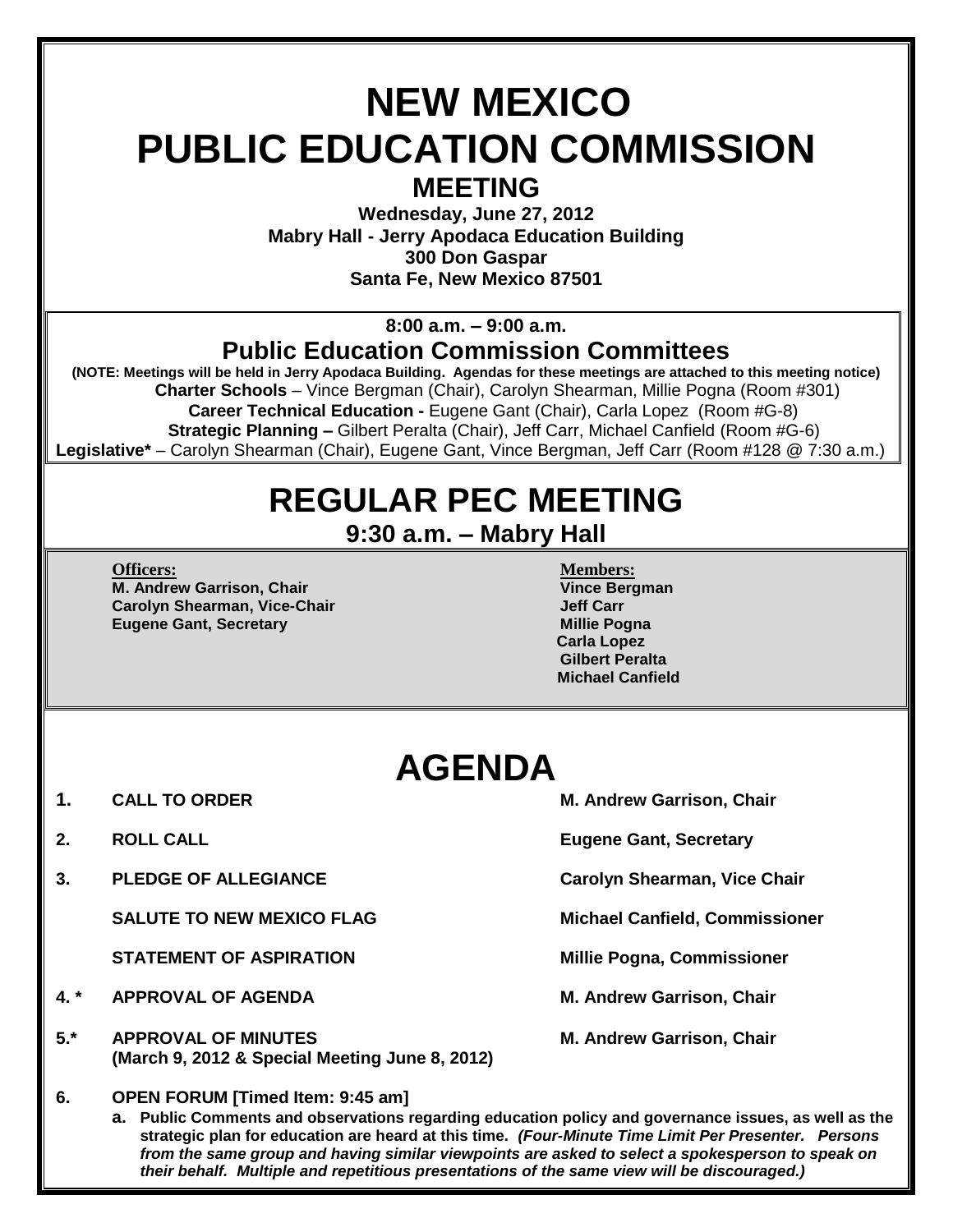# NEW MEXICO PUBLIC EDUCATION COMMISSION

## MEETING

**Wednesday, June 27, 2012**
**Mabry Hall - Jerry Apodaca Education Building**
**300 Don Gaspar**
**Santa Fe, New Mexico 87501**

**8:00 a.m. – 9:00 a.m.**

### Public Education Commission Committees

**(NOTE: Meetings will be held in Jerry Apodaca Building. Agendas for these meetings are attached to this meeting notice)**

**Charter Schools** – Vince Bergman (Chair), Carolyn Shearman, Millie Pogna (Room #301)
**Career Technical Education -** Eugene Gant (Chair), Carla Lopez (Room #G-8)
**Strategic Planning –** Gilbert Peralta (Chair), Jeff Carr, Michael Canfield (Room #G-6)
**Legislative*** – Carolyn Shearman (Chair), Eugene Gant, Vince Bergman, Jeff Carr (Room #128 @ 7:30 a.m.)

## REGULAR PEC MEETING

**9:30 a.m. – Mabry Hall**

| Officers: | Members: |
|---|---|
| M. Andrew Garrison, Chair | Vince Bergman |
| Carolyn Shearman, Vice-Chair | Jeff Carr |
| Eugene Gant, Secretary | Millie Pogna |
| | Carla Lopez |
| | Gilbert Peralta |
| | Michael Canfield |

# AGENDA

| | | |
|---|---|---|
| **1.** | **CALL TO ORDER** | **M. Andrew Garrison, Chair** |
| **2.** | **ROLL CALL** | **Eugene Gant, Secretary** |
| **3.** | **PLEDGE OF ALLEGIANCE** | **Carolyn Shearman, Vice Chair** |
| | **SALUTE TO NEW MEXICO FLAG** | **Michael Canfield, Commissioner** |
| | **STATEMENT OF ASPIRATION** | **Millie Pogna, Commissioner** |
| **4. *** | **APPROVAL OF AGENDA** | **M. Andrew Garrison, Chair** |
| **5.*** | **APPROVAL OF MINUTES (March 9, 2012 & Special Meeting June 8, 2012)** | **M. Andrew Garrison, Chair** |

**6. OPEN FORUM [Timed Item: 9:45 am]**

**a. Public Comments and observations regarding education policy and governance issues, as well as the strategic plan for education are heard at this time.** ***(Four-Minute Time Limit Per Presenter. Persons from the same group and having similar viewpoints are asked to select a spokesperson to speak on their behalf. Multiple and repetitious presentations of the same view will be discouraged.)***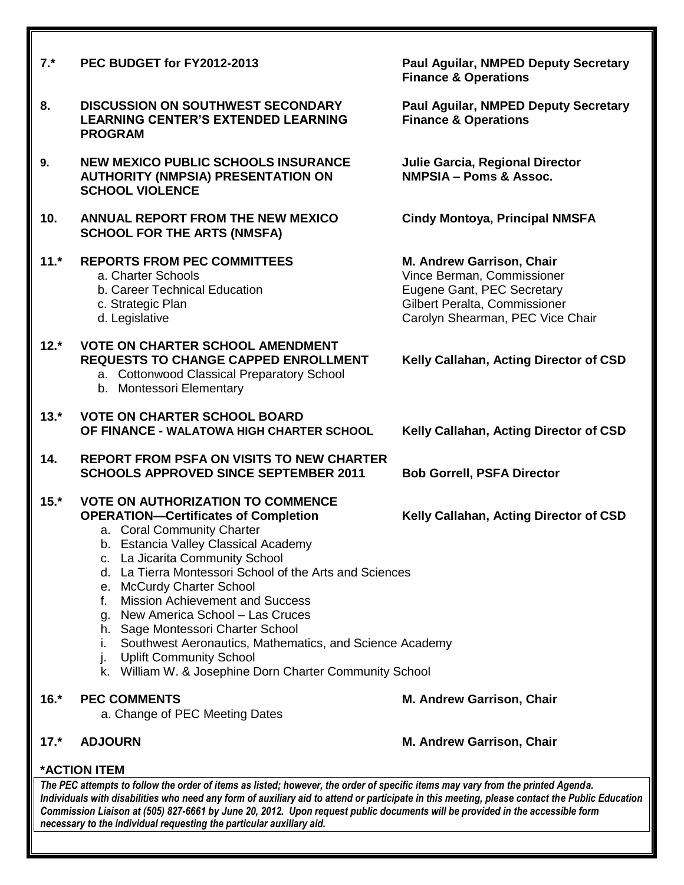**7.\*** **PEC BUDGET for FY2012-2013** — **Paul Aguilar, NMPED Deputy Secretary Finance & Operations**

**8.** **DISCUSSION ON SOUTHWEST SECONDARY LEARNING CENTER'S EXTENDED LEARNING PROGRAM** — **Paul Aguilar, NMPED Deputy Secretary Finance & Operations**

**9.** **NEW MEXICO PUBLIC SCHOOLS INSURANCE AUTHORITY (NMPSIA) PRESENTATION ON SCHOOL VIOLENCE** — **Julie Garcia, Regional Director NMPSIA – Poms & Assoc.**

**10.** **ANNUAL REPORT FROM THE NEW MEXICO SCHOOL FOR THE ARTS (NMSFA)** — **Cindy Montoya, Principal NMSFA**

**11.\*** **REPORTS FROM PEC COMMITTEES** — **M. Andrew Garrison, Chair**

- a. Charter Schools — Vince Berman, Commissioner
- b. Career Technical Education — Eugene Gant, PEC Secretary
- c. Strategic Plan — Gilbert Peralta, Commissioner
- d. Legislative — Carolyn Shearman, PEC Vice Chair

**12.\*** **VOTE ON CHARTER SCHOOL AMENDMENT REQUESTS TO CHANGE CAPPED ENROLLMENT** — **Kelly Callahan, Acting Director of CSD**

- a. Cottonwood Classical Preparatory School
- b. Montessori Elementary

**13.\*** **VOTE ON CHARTER SCHOOL BOARD OF FINANCE - WALATOWA HIGH CHARTER SCHOOL** — **Kelly Callahan, Acting Director of CSD**

**14.** **REPORT FROM PSFA ON VISITS TO NEW CHARTER SCHOOLS APPROVED SINCE SEPTEMBER 2011** — **Bob Gorrell, PSFA Director**

**15.\*** **VOTE ON AUTHORIZATION TO COMMENCE OPERATION—Certificates of Completion** — **Kelly Callahan, Acting Director of CSD**

- a. Coral Community Charter
- b. Estancia Valley Classical Academy
- c. La Jicarita Community School
- d. La Tierra Montessori School of the Arts and Sciences
- e. McCurdy Charter School
- f. Mission Achievement and Success
- g. New America School – Las Cruces
- h. Sage Montessori Charter School
- i. Southwest Aeronautics, Mathematics, and Science Academy
- j. Uplift Community School
- k. William W. & Josephine Dorn Charter Community School

**16.\*** **PEC COMMENTS** — **M. Andrew Garrison, Chair**

- a. Change of PEC Meeting Dates

**17.\*** **ADJOURN** — **M. Andrew Garrison, Chair**

**\*ACTION ITEM**

***The PEC attempts to follow the order of items as listed; however, the order of specific items may vary from the printed Agenda. Individuals with disabilities who need any form of auxiliary aid to attend or participate in this meeting, please contact the Public Education Commission Liaison at (505) 827-6661 by June 20, 2012. Upon request public documents will be provided in the accessible form necessary to the individual requesting the particular auxiliary aid.***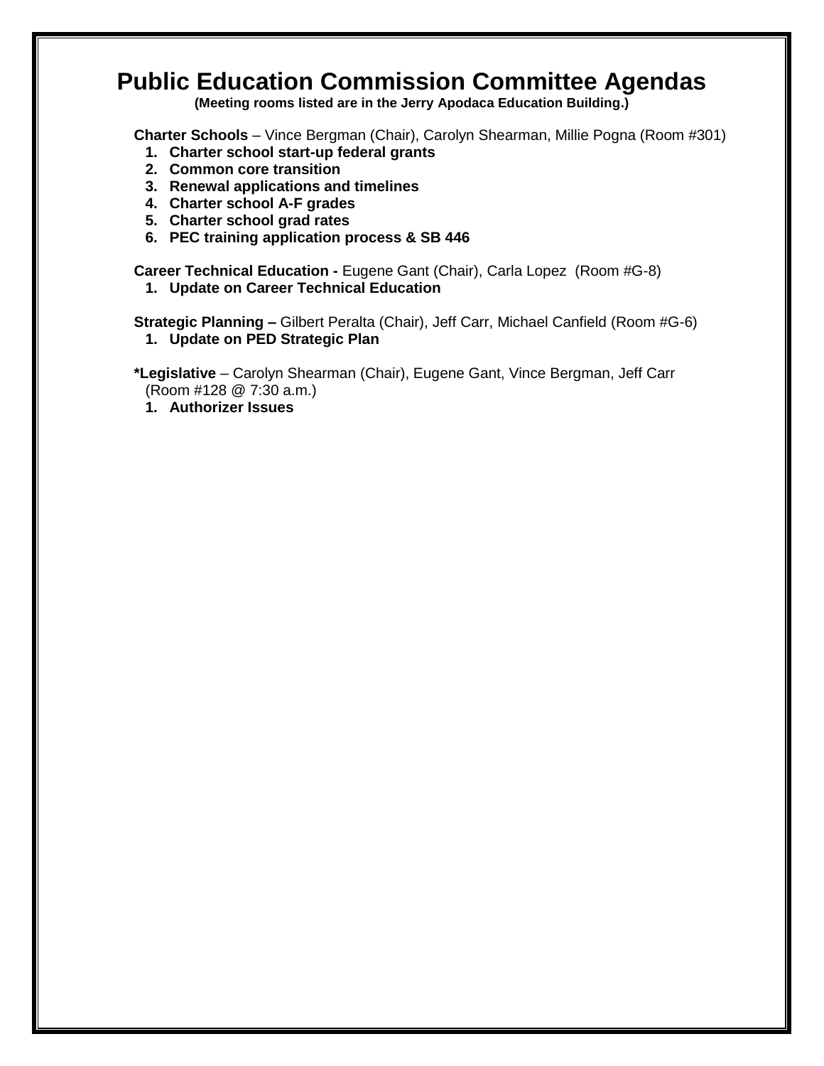# Public Education Commission Committee Agendas

**(Meeting rooms listed are in the Jerry Apodaca Education Building.)**

**Charter Schools** – Vince Bergman (Chair), Carolyn Shearman, Millie Pogna (Room #301)

1. **Charter school start-up federal grants**
2. **Common core transition**
3. **Renewal applications and timelines**
4. **Charter school A-F grades**
5. **Charter school grad rates**
6. **PEC training application process & SB 446**

**Career Technical Education -** Eugene Gant (Chair), Carla Lopez (Room #G-8)

1. **Update on Career Technical Education**

**Strategic Planning –** Gilbert Peralta (Chair), Jeff Carr, Michael Canfield (Room #G-6)

1. **Update on PED Strategic Plan**

**\*Legislative** – Carolyn Shearman (Chair), Eugene Gant, Vince Bergman, Jeff Carr (Room #128 @ 7:30 a.m.)

1. **Authorizer Issues**